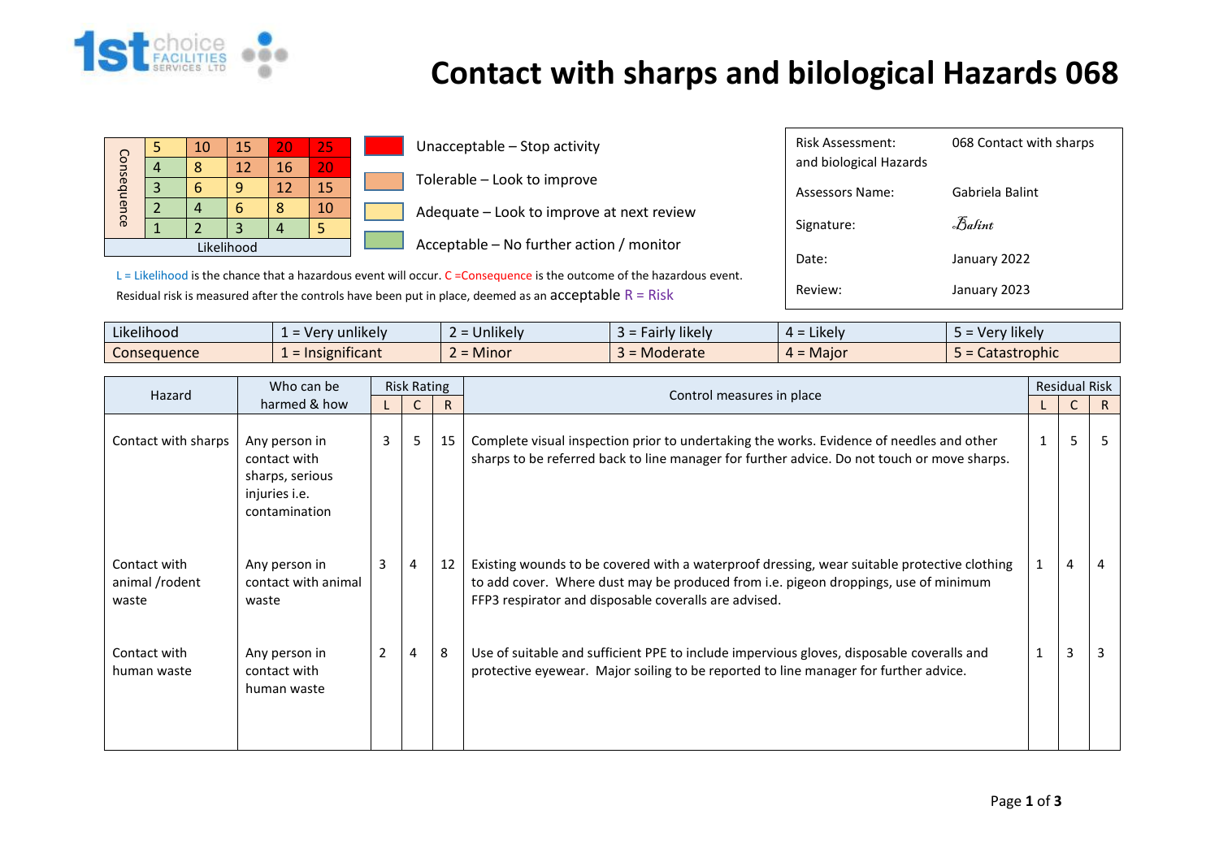1st choice FACILITIES SERVICES LTD

# Contact with sharps and bilological Hazards 068

| Consequence | | | | | |
|---|---|---|---|---|---|
| | 5 | 10 | 15 | 20 | 25 |
| | 4 | 8 | 12 | 16 | 20 |
| | 3 | 6 | 9 | 12 | 15 |
| | 2 | 4 | 6 | 8 | 10 |
| | 1 | 2 | 3 | 4 | 5 |
| Likelihood | | | | | |

- Unacceptable – Stop activity
- Tolerable – Look to improve
- Adequate – Look to improve at next review
- Acceptable – No further action / monitor

L = Likelihood is the chance that a hazardous event will occur. C =Consequence is the outcome of the hazardous event.
Residual risk is measured after the controls have been put in place, deemed as an acceptable R = Risk

| | |
|---|---|
| Risk Assessment: and biological Hazards | 068 Contact with sharps |
| Assessors Name: | Gabriela Balint |
| Signature: | Balint |
| Date: | January 2022 |
| Review: | January 2023 |

| | | | | | |
|---|---|---|---|---|---|
| Likelihood | 1 = Very unlikely | 2 = Unlikely | 3 = Fairly likely | 4 = Likely | 5 = Very likely |
| Consequence | 1 = Insignificant | 2 = Minor | 3 = Moderate | 4 = Major | 5 = Catastrophic |

| Hazard | Who can be harmed & how | Risk Rating | | | Control measures in place | Residual Risk | | |
|---|---|---|---|---|---|---|---|---|
| | | L | C | R | | L | C | R |
| Contact with sharps | Any person in contact with sharps, serious injuries i.e. contamination | 3 | 5 | 15 | Complete visual inspection prior to undertaking the works. Evidence of needles and other sharps to be referred back to line manager for further advice. Do not touch or move sharps. | 1 | 5 | 5 |
| Contact with animal /rodent waste | Any person in contact with animal waste | 3 | 4 | 12 | Existing wounds to be covered with a waterproof dressing, wear suitable protective clothing to add cover. Where dust may be produced from i.e. pigeon droppings, use of minimum FFP3 respirator and disposable coveralls are advised. | 1 | 4 | 4 |
| Contact with human waste | Any person in contact with human waste | 2 | 4 | 8 | Use of suitable and sufficient PPE to include impervious gloves, disposable coveralls and protective eyewear. Major soiling to be reported to line manager for further advice. | 1 | 3 | 3 |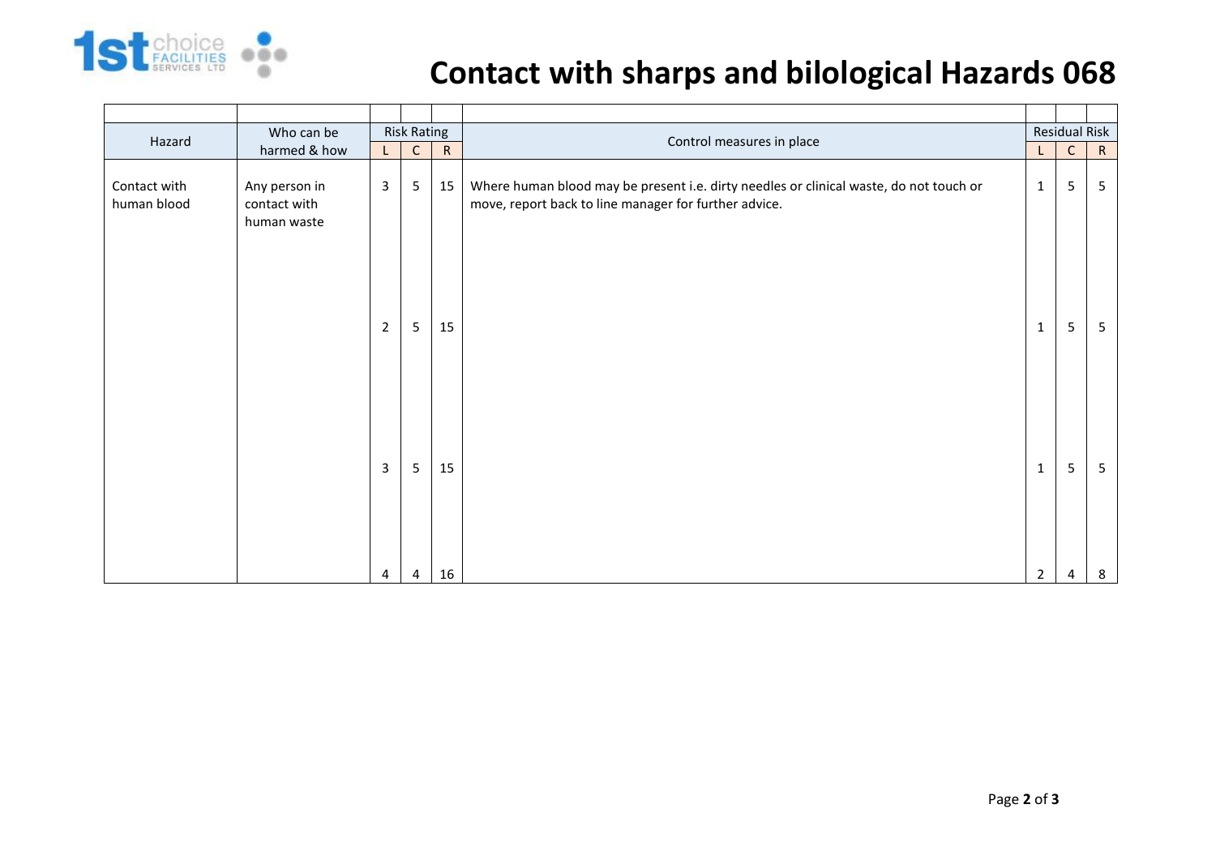# Contact with sharps and bilological Hazards 068

| Hazard | Who can be harmed & how | Risk Rating | | | Control measures in place | Residual Risk | | |
|---|---|---|---|---|---|---|---|---|
| | | L | C | R | | L | C | R |
| Contact with human blood | Any person in contact with human waste | 3 | 5 | 15 | Where human blood may be present i.e. dirty needles or clinical waste, do not touch or move, report back to line manager for further advice. | 1 | 5 | 5 |
| | | 2 | 5 | 15 | | 1 | 5 | 5 |
| | | 3 | 5 | 15 | | 1 | 5 | 5 |
| | | 4 | 4 | 16 | | 2 | 4 | 8 |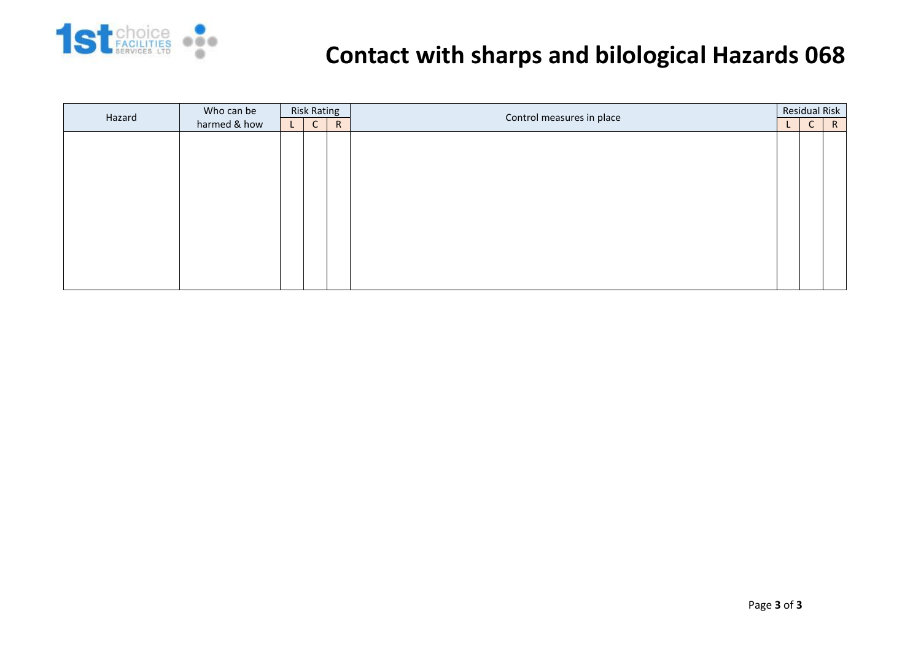# Contact with sharps and bilological Hazards 068

| Hazard | Who can be harmed & how | Risk Rating | | | Control measures in place | Residual Risk | | |
|---|---|---|---|---|---|---|---|---|
| | | L | C | R | | L | C | R |
| | | | | | | | | |